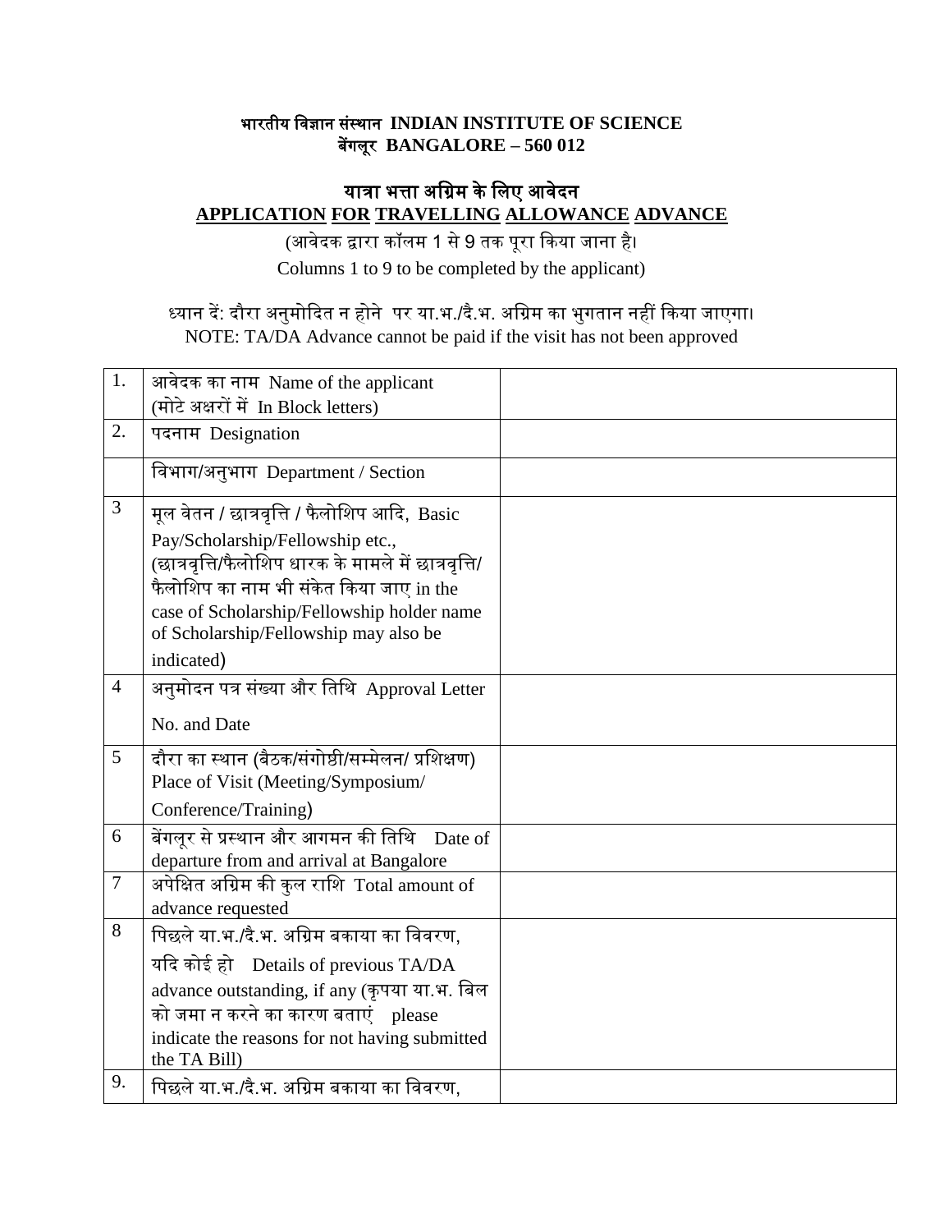**भारतीय विज्ञान संस्थान INDIAN INSTITUTE OF SCIENCE**
**बेंगलूर BANGALORE – 560 012**

## यात्रा भत्ता अग्रिम के लिए आवेदन
## APPLICATION FOR TRAVELLING ALLOWANCE ADVANCE

(आवेदक द्वारा कॉलम 1 से 9 तक पूरा किया जाना है।
Columns 1 to 9 to be completed by the applicant)

ध्यान दें: दौरा अनुमोदित न होने पर या.भ./दै.भ. अग्रिम का भुगतान नहीं किया जाएगा।
NOTE: TA/DA Advance cannot be paid if the visit has not been approved

| | | |
|---|---|---|
| 1. | आवेदक का नाम Name of the applicant (मोटे अक्षरों में In Block letters) | |
| 2. | पदनाम Designation | |
| | विभाग/अनुभाग Department / Section | |
| 3 | मूल वेतन / छात्रवृत्ति / फैलोशिप आदि, Basic Pay/Scholarship/Fellowship etc., (छात्रवृत्ति/फैलोशिप धारक के मामले में छात्रवृत्ति/ फैलोशिप का नाम भी संकेत किया जाए in the case of Scholarship/Fellowship holder name of Scholarship/Fellowship may also be indicated) | |
| 4 | अनुमोदन पत्र संख्या और तिथि Approval Letter No. and Date | |
| 5 | दौरा का स्थान (बैठक/संगोष्ठी/सम्मेलन/ प्रशिक्षण) Place of Visit (Meeting/Symposium/ Conference/Training) | |
| 6 | बेंगलूर से प्रस्थान और आगमन की तिथि Date of departure from and arrival at Bangalore | |
| 7 | अपेक्षित अग्रिम की कुल राशि Total amount of advance requested | |
| 8 | पिछले या.भ./दै.भ. अग्रिम बकाया का विवरण, यदि कोई हो Details of previous TA/DA advance outstanding, if any (कृपया या.भ. बिल को जमा न करने का कारण बताएं please indicate the reasons for not having submitted the TA Bill) | |
| 9. | पिछले या.भ./दै.भ. अग्रिम बकाया का विवरण, | |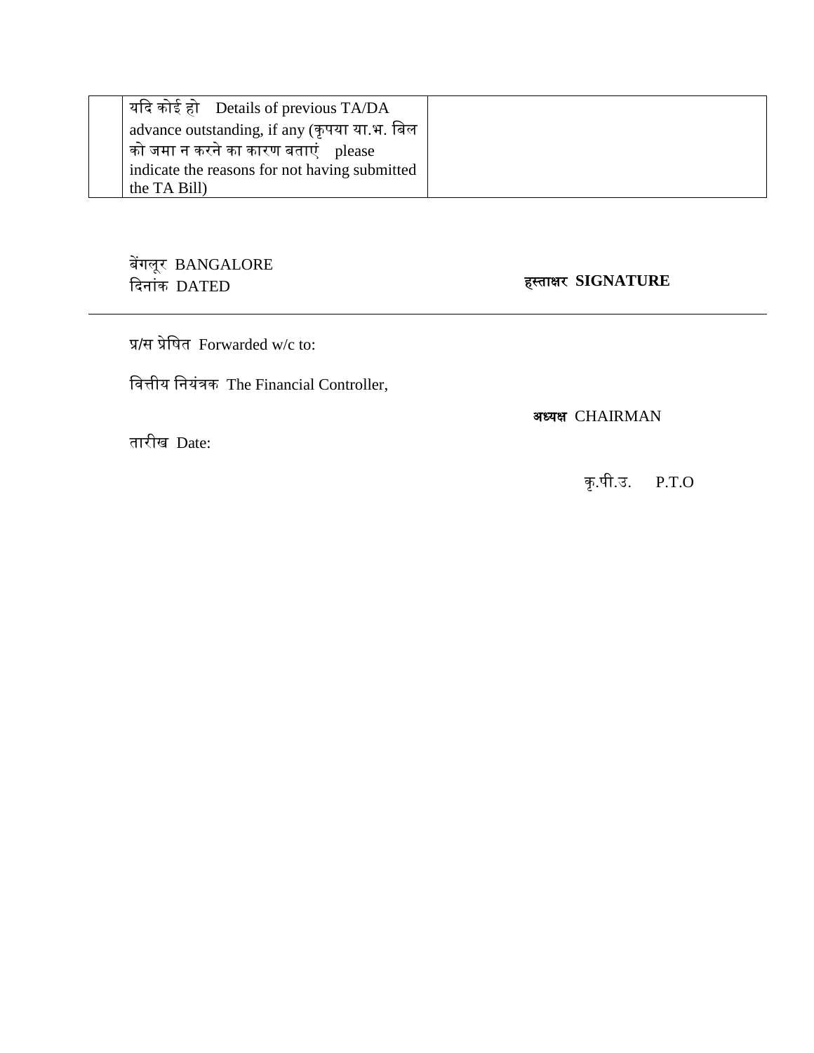|  | यदि कोई हो Details of previous TA/DA advance outstanding, if any (कृपया या.भ. बिल को जमा न करने का कारण बताएं please indicate the reasons for not having submitted the TA Bill) |  |
|---|---|---|

बेंगलूर BANGALORE
दिनांक DATED

**हस्ताक्षर SIGNATURE**

---

प्र/स प्रेषित Forwarded w/c to:

वित्तीय नियंत्रक The Financial Controller,

**अध्यक्ष** CHAIRMAN

तारीख Date:

कृ.पी.उ. P.T.O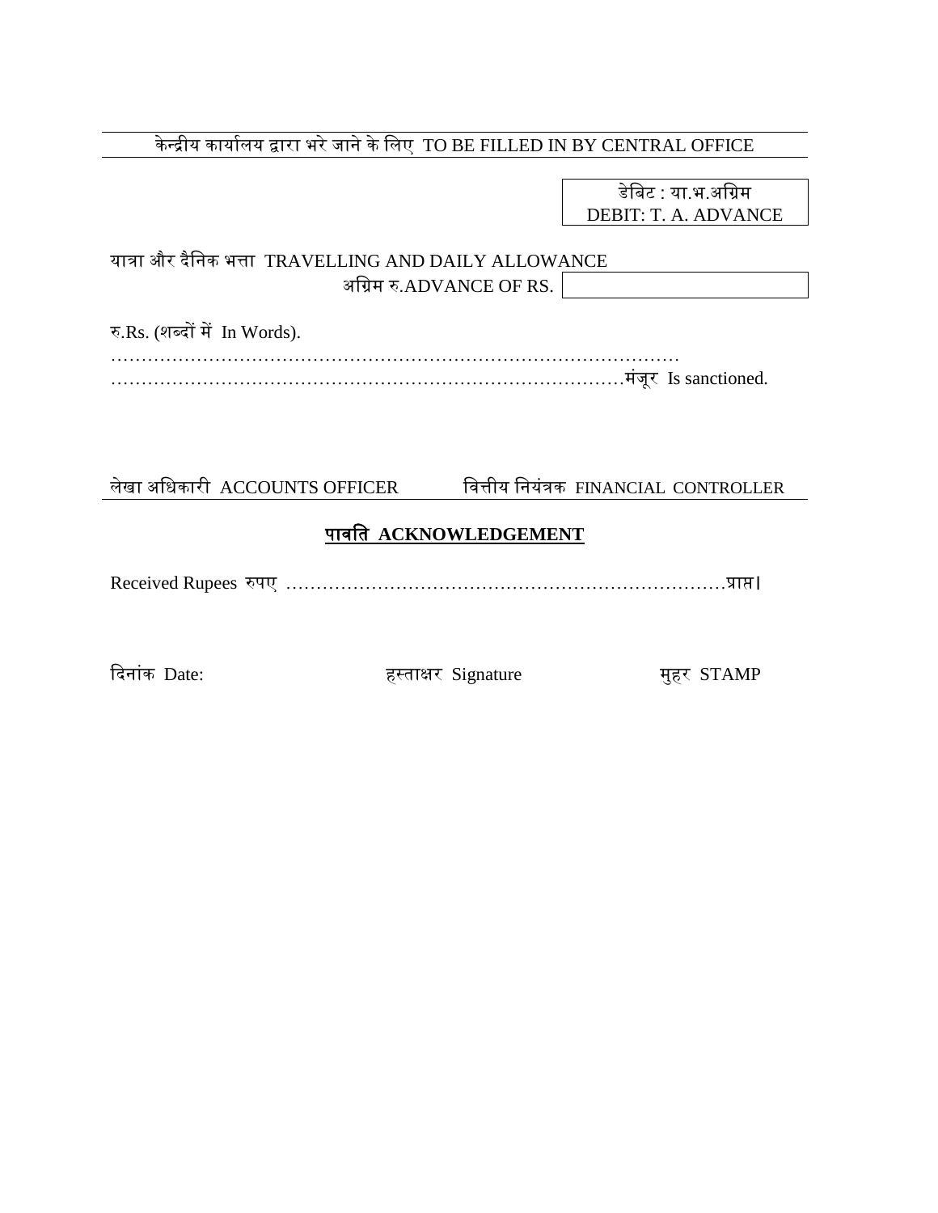केन्द्रीय कार्यालय द्वारा भरे जाने के लिए TO BE FILLED IN BY CENTRAL OFFICE

| डेबिट : या.भ.अग्रिम DEBIT: T. A. ADVANCE |
|---|

यात्रा और दैनिक भत्ता TRAVELLING AND DAILY ALLOWANCE

अग्रिम रु.ADVANCE OF RS. ____________

रु.Rs. (शब्दों में In Words).

…………………………………………………………………………………

…………………………………………………………………………मंजूर Is sanctioned.

लेखा अधिकारी ACCOUNTS OFFICER    वित्तीय नियंत्रक FINANCIAL CONTROLLER

## पावति ACKNOWLEDGEMENT

Received Rupees रुपए ………………………………………………………………प्राप्त।

दिनांक Date:    हस्ताक्षर Signature    मुहर STAMP